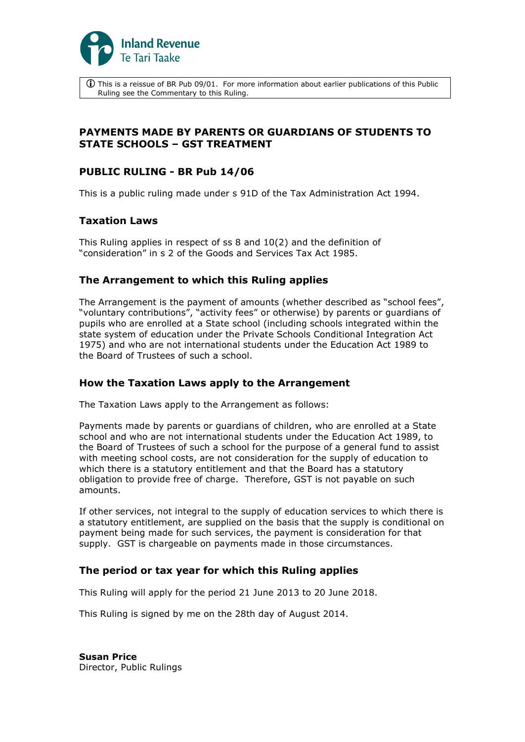Inland Revenue
Te Tari Taake

ⓘ This is a reissue of BR Pub 09/01. For more information about earlier publications of this Public Ruling see the Commentary to this Ruling.

# PAYMENTS MADE BY PARENTS OR GUARDIANS OF STUDENTS TO STATE SCHOOLS – GST TREATMENT

## PUBLIC RULING - BR Pub 14/06

This is a public ruling made under s 91D of the Tax Administration Act 1994.

### Taxation Laws

This Ruling applies in respect of ss 8 and 10(2) and the definition of "consideration" in s 2 of the Goods and Services Tax Act 1985.

### The Arrangement to which this Ruling applies

The Arrangement is the payment of amounts (whether described as "school fees", "voluntary contributions", "activity fees" or otherwise) by parents or guardians of pupils who are enrolled at a State school (including schools integrated within the state system of education under the Private Schools Conditional Integration Act 1975) and who are not international students under the Education Act 1989 to the Board of Trustees of such a school.

### How the Taxation Laws apply to the Arrangement

The Taxation Laws apply to the Arrangement as follows:

Payments made by parents or guardians of children, who are enrolled at a State school and who are not international students under the Education Act 1989, to the Board of Trustees of such a school for the purpose of a general fund to assist with meeting school costs, are not consideration for the supply of education to which there is a statutory entitlement and that the Board has a statutory obligation to provide free of charge. Therefore, GST is not payable on such amounts.

If other services, not integral to the supply of education services to which there is a statutory entitlement, are supplied on the basis that the supply is conditional on payment being made for such services, the payment is consideration for that supply. GST is chargeable on payments made in those circumstances.

### The period or tax year for which this Ruling applies

This Ruling will apply for the period 21 June 2013 to 20 June 2018.

This Ruling is signed by me on the 28th day of August 2014.

**Susan Price**
Director, Public Rulings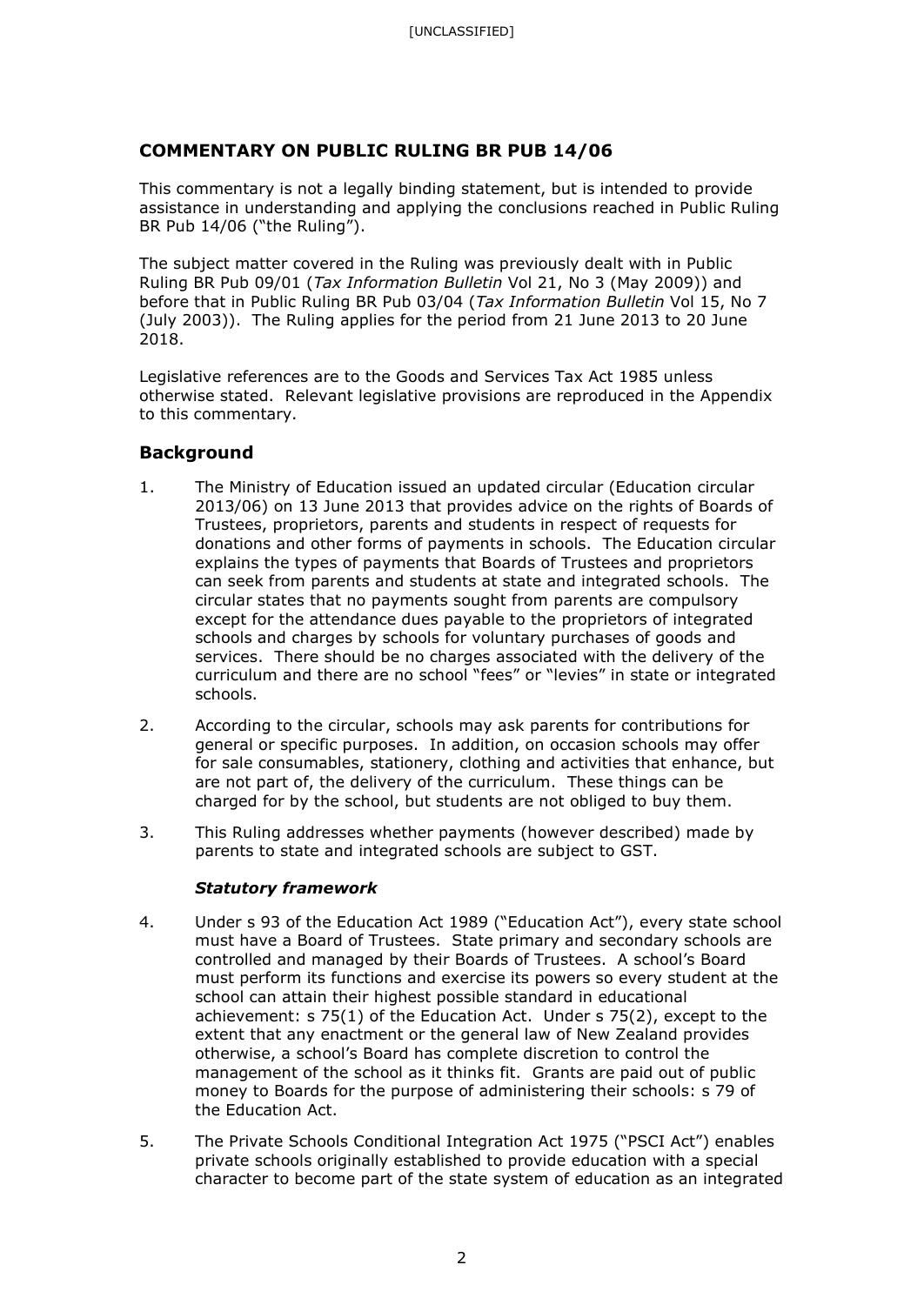## COMMENTARY ON PUBLIC RULING BR PUB 14/06

This commentary is not a legally binding statement, but is intended to provide assistance in understanding and applying the conclusions reached in Public Ruling BR Pub 14/06 ("the Ruling").

The subject matter covered in the Ruling was previously dealt with in Public Ruling BR Pub 09/01 (*Tax Information Bulletin* Vol 21, No 3 (May 2009)) and before that in Public Ruling BR Pub 03/04 (*Tax Information Bulletin* Vol 15, No 7 (July 2003)). The Ruling applies for the period from 21 June 2013 to 20 June 2018.

Legislative references are to the Goods and Services Tax Act 1985 unless otherwise stated. Relevant legislative provisions are reproduced in the Appendix to this commentary.

### Background

1. The Ministry of Education issued an updated circular (Education circular 2013/06) on 13 June 2013 that provides advice on the rights of Boards of Trustees, proprietors, parents and students in respect of requests for donations and other forms of payments in schools. The Education circular explains the types of payments that Boards of Trustees and proprietors can seek from parents and students at state and integrated schools. The circular states that no payments sought from parents are compulsory except for the attendance dues payable to the proprietors of integrated schools and charges by schools for voluntary purchases of goods and services. There should be no charges associated with the delivery of the curriculum and there are no school "fees" or "levies" in state or integrated schools.

2. According to the circular, schools may ask parents for contributions for general or specific purposes. In addition, on occasion schools may offer for sale consumables, stationery, clothing and activities that enhance, but are not part of, the delivery of the curriculum. These things can be charged for by the school, but students are not obliged to buy them.

3. This Ruling addresses whether payments (however described) made by parents to state and integrated schools are subject to GST.

#### *Statutory framework*

4. Under s 93 of the Education Act 1989 ("Education Act"), every state school must have a Board of Trustees. State primary and secondary schools are controlled and managed by their Boards of Trustees. A school's Board must perform its functions and exercise its powers so every student at the school can attain their highest possible standard in educational achievement: s 75(1) of the Education Act. Under s 75(2), except to the extent that any enactment or the general law of New Zealand provides otherwise, a school's Board has complete discretion to control the management of the school as it thinks fit. Grants are paid out of public money to Boards for the purpose of administering their schools: s 79 of the Education Act.

5. The Private Schools Conditional Integration Act 1975 ("PSCI Act") enables private schools originally established to provide education with a special character to become part of the state system of education as an integrated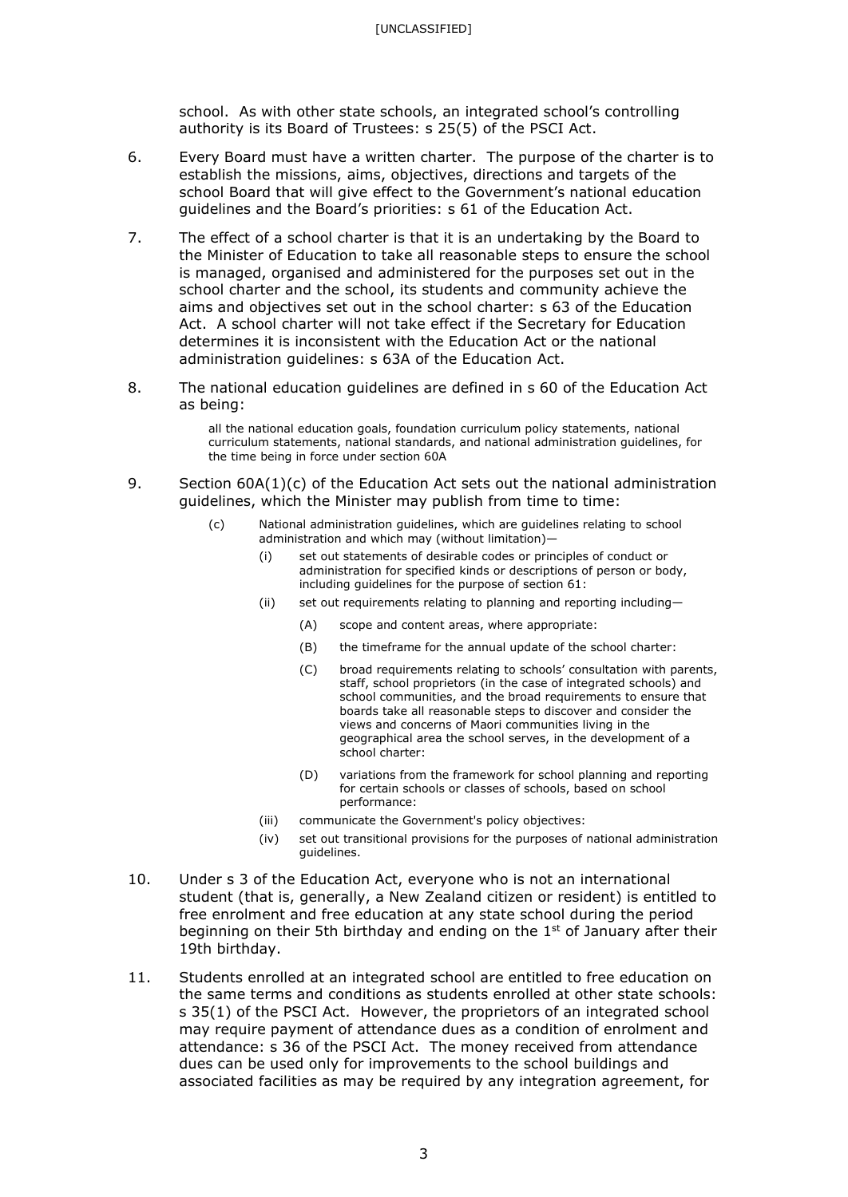school. As with other state schools, an integrated school's controlling authority is its Board of Trustees: s 25(5) of the PSCI Act.

6. Every Board must have a written charter. The purpose of the charter is to establish the missions, aims, objectives, directions and targets of the school Board that will give effect to the Government's national education guidelines and the Board's priorities: s 61 of the Education Act.

7. The effect of a school charter is that it is an undertaking by the Board to the Minister of Education to take all reasonable steps to ensure the school is managed, organised and administered for the purposes set out in the school charter and the school, its students and community achieve the aims and objectives set out in the school charter: s 63 of the Education Act. A school charter will not take effect if the Secretary for Education determines it is inconsistent with the Education Act or the national administration guidelines: s 63A of the Education Act.

8. The national education guidelines are defined in s 60 of the Education Act as being:

> all the national education goals, foundation curriculum policy statements, national curriculum statements, national standards, and national administration guidelines, for the time being in force under section 60A

9. Section 60A(1)(c) of the Education Act sets out the national administration guidelines, which the Minister may publish from time to time:

> (c) National administration guidelines, which are guidelines relating to school administration and which may (without limitation)—
>
> (i) set out statements of desirable codes or principles of conduct or administration for specified kinds or descriptions of person or body, including guidelines for the purpose of section 61:
>
> (ii) set out requirements relating to planning and reporting including—
>
> (A) scope and content areas, where appropriate:
>
> (B) the timeframe for the annual update of the school charter:
>
> (C) broad requirements relating to schools' consultation with parents, staff, school proprietors (in the case of integrated schools) and school communities, and the broad requirements to ensure that boards take all reasonable steps to discover and consider the views and concerns of Maori communities living in the geographical area the school serves, in the development of a school charter:
>
> (D) variations from the framework for school planning and reporting for certain schools or classes of schools, based on school performance:
>
> (iii) communicate the Government's policy objectives:
>
> (iv) set out transitional provisions for the purposes of national administration guidelines.

10. Under s 3 of the Education Act, everyone who is not an international student (that is, generally, a New Zealand citizen or resident) is entitled to free enrolment and free education at any state school during the period beginning on their 5th birthday and ending on the 1st of January after their 19th birthday.

11. Students enrolled at an integrated school are entitled to free education on the same terms and conditions as students enrolled at other state schools: s 35(1) of the PSCI Act. However, the proprietors of an integrated school may require payment of attendance dues as a condition of enrolment and attendance: s 36 of the PSCI Act. The money received from attendance dues can be used only for improvements to the school buildings and associated facilities as may be required by any integration agreement, for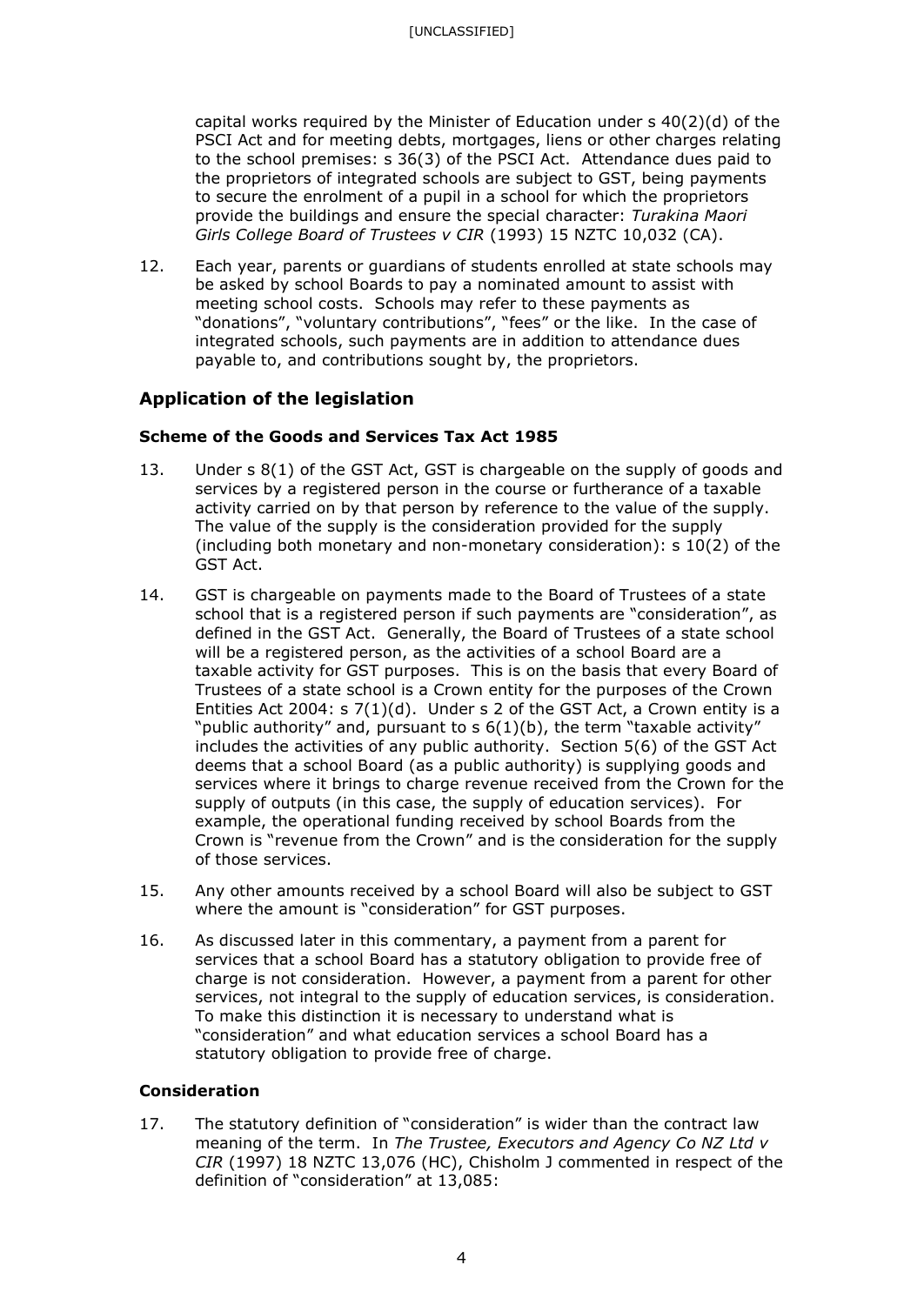capital works required by the Minister of Education under s 40(2)(d) of the PSCI Act and for meeting debts, mortgages, liens or other charges relating to the school premises: s 36(3) of the PSCI Act. Attendance dues paid to the proprietors of integrated schools are subject to GST, being payments to secure the enrolment of a pupil in a school for which the proprietors provide the buildings and ensure the special character: *Turakina Maori Girls College Board of Trustees v CIR* (1993) 15 NZTC 10,032 (CA).

12. Each year, parents or guardians of students enrolled at state schools may be asked by school Boards to pay a nominated amount to assist with meeting school costs. Schools may refer to these payments as "donations", "voluntary contributions", "fees" or the like. In the case of integrated schools, such payments are in addition to attendance dues payable to, and contributions sought by, the proprietors.

## Application of the legislation

### Scheme of the Goods and Services Tax Act 1985

13. Under s 8(1) of the GST Act, GST is chargeable on the supply of goods and services by a registered person in the course or furtherance of a taxable activity carried on by that person by reference to the value of the supply. The value of the supply is the consideration provided for the supply (including both monetary and non-monetary consideration): s 10(2) of the GST Act.

14. GST is chargeable on payments made to the Board of Trustees of a state school that is a registered person if such payments are "consideration", as defined in the GST Act. Generally, the Board of Trustees of a state school will be a registered person, as the activities of a school Board are a taxable activity for GST purposes. This is on the basis that every Board of Trustees of a state school is a Crown entity for the purposes of the Crown Entities Act 2004: s 7(1)(d). Under s 2 of the GST Act, a Crown entity is a "public authority" and, pursuant to s 6(1)(b), the term "taxable activity" includes the activities of any public authority. Section 5(6) of the GST Act deems that a school Board (as a public authority) is supplying goods and services where it brings to charge revenue received from the Crown for the supply of outputs (in this case, the supply of education services). For example, the operational funding received by school Boards from the Crown is "revenue from the Crown" and is the consideration for the supply of those services.

15. Any other amounts received by a school Board will also be subject to GST where the amount is "consideration" for GST purposes.

16. As discussed later in this commentary, a payment from a parent for services that a school Board has a statutory obligation to provide free of charge is not consideration. However, a payment from a parent for other services, not integral to the supply of education services, is consideration. To make this distinction it is necessary to understand what is "consideration" and what education services a school Board has a statutory obligation to provide free of charge.

### Consideration

17. The statutory definition of "consideration" is wider than the contract law meaning of the term. In *The Trustee, Executors and Agency Co NZ Ltd v CIR* (1997) 18 NZTC 13,076 (HC), Chisholm J commented in respect of the definition of "consideration" at 13,085: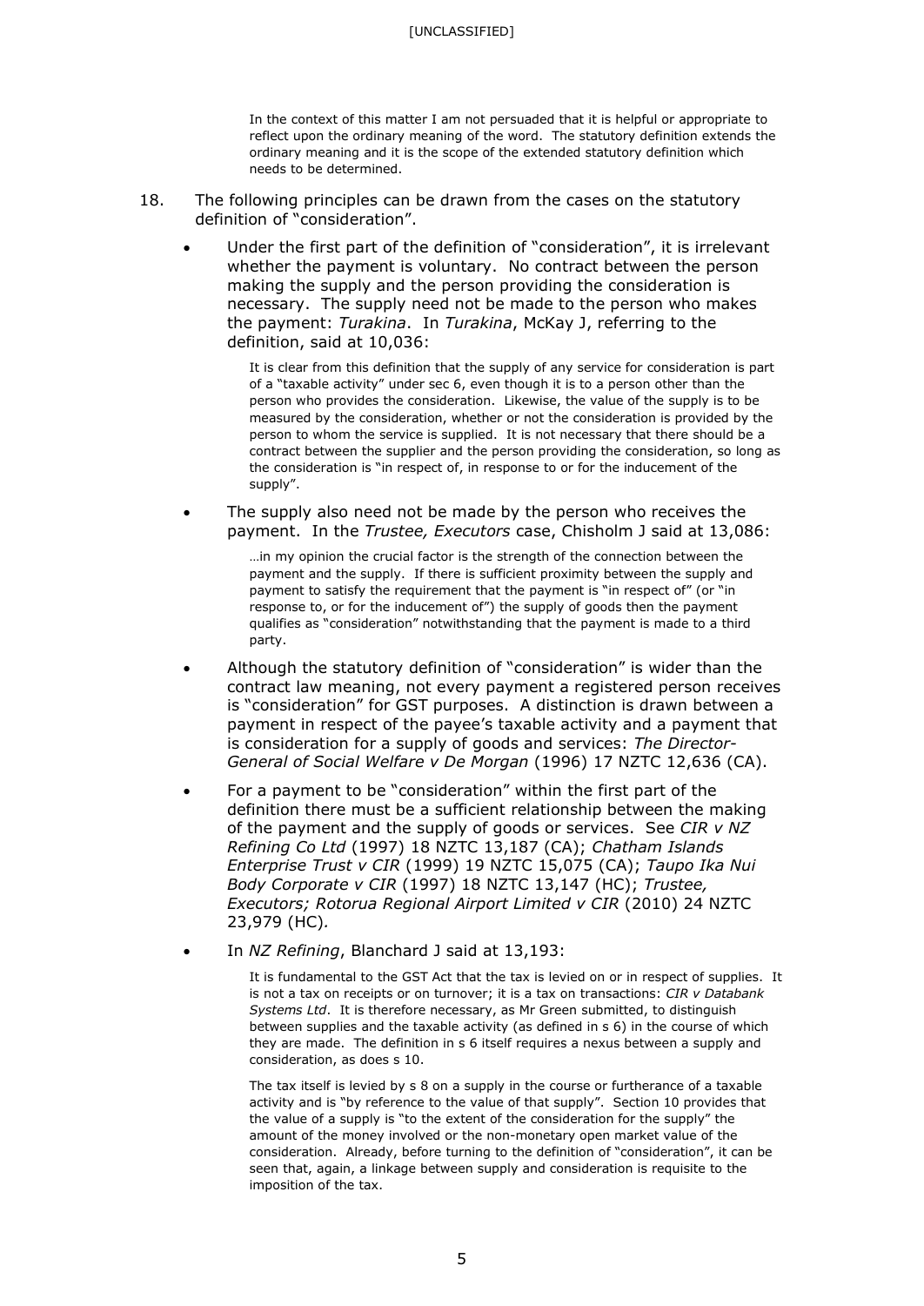> In the context of this matter I am not persuaded that it is helpful or appropriate to reflect upon the ordinary meaning of the word. The statutory definition extends the ordinary meaning and it is the scope of the extended statutory definition which needs to be determined.

18. The following principles can be drawn from the cases on the statutory definition of "consideration".

- Under the first part of the definition of "consideration", it is irrelevant whether the payment is voluntary. No contract between the person making the supply and the person providing the consideration is necessary. The supply need not be made to the person who makes the payment: *Turakina*. In *Turakina*, McKay J, referring to the definition, said at 10,036:

  > It is clear from this definition that the supply of any service for consideration is part of a "taxable activity" under sec 6, even though it is to a person other than the person who provides the consideration. Likewise, the value of the supply is to be measured by the consideration, whether or not the consideration is provided by the person to whom the service is supplied. It is not necessary that there should be a contract between the supplier and the person providing the consideration, so long as the consideration is "in respect of, in response to or for the inducement of the supply".

- The supply also need not be made by the person who receives the payment. In the *Trustee, Executors* case, Chisholm J said at 13,086:

  > …in my opinion the crucial factor is the strength of the connection between the payment and the supply. If there is sufficient proximity between the supply and payment to satisfy the requirement that the payment is "in respect of" (or "in response to, or for the inducement of") the supply of goods then the payment qualifies as "consideration" notwithstanding that the payment is made to a third party.

- Although the statutory definition of "consideration" is wider than the contract law meaning, not every payment a registered person receives is "consideration" for GST purposes. A distinction is drawn between a payment in respect of the payee's taxable activity and a payment that is consideration for a supply of goods and services: *The Director-General of Social Welfare v De Morgan* (1996) 17 NZTC 12,636 (CA).

- For a payment to be "consideration" within the first part of the definition there must be a sufficient relationship between the making of the payment and the supply of goods or services. See *CIR v NZ Refining Co Ltd* (1997) 18 NZTC 13,187 (CA); *Chatham Islands Enterprise Trust v CIR* (1999) 19 NZTC 15,075 (CA); *Taupo Ika Nui Body Corporate v CIR* (1997) 18 NZTC 13,147 (HC); *Trustee, Executors; Rotorua Regional Airport Limited v CIR* (2010) 24 NZTC 23,979 (HC).

- In *NZ Refining*, Blanchard J said at 13,193:

  > It is fundamental to the GST Act that the tax is levied on or in respect of supplies. It is not a tax on receipts or on turnover; it is a tax on transactions: *CIR v Databank Systems Ltd*. It is therefore necessary, as Mr Green submitted, to distinguish between supplies and the taxable activity (as defined in s 6) in the course of which they are made. The definition in s 6 itself requires a nexus between a supply and consideration, as does s 10.
  >
  > The tax itself is levied by s 8 on a supply in the course or furtherance of a taxable activity and is "by reference to the value of that supply". Section 10 provides that the value of a supply is "to the extent of the consideration for the supply" the amount of the money involved or the non-monetary open market value of the consideration. Already, before turning to the definition of "consideration", it can be seen that, again, a linkage between supply and consideration is requisite to the imposition of the tax.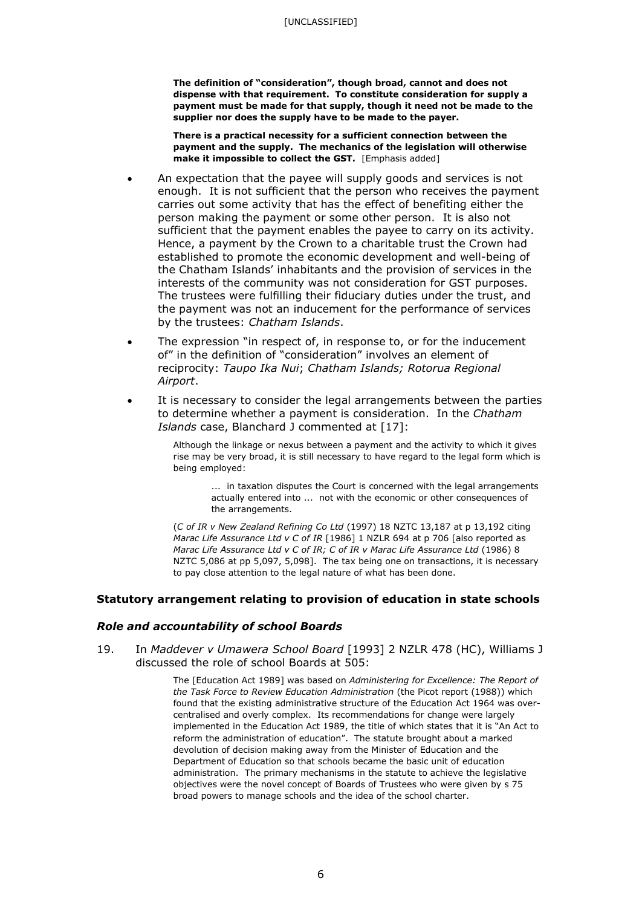> **The definition of "consideration", though broad, cannot and does not dispense with that requirement. To constitute consideration for supply a payment must be made for that supply, though it need not be made to the supplier nor does the supply have to be made to the payer.**
>
> **There is a practical necessity for a sufficient connection between the payment and the supply. The mechanics of the legislation will otherwise make it impossible to collect the GST.** [Emphasis added]

- An expectation that the payee will supply goods and services is not enough. It is not sufficient that the person who receives the payment carries out some activity that has the effect of benefiting either the person making the payment or some other person. It is also not sufficient that the payment enables the payee to carry on its activity. Hence, a payment by the Crown to a charitable trust the Crown had established to promote the economic development and well-being of the Chatham Islands' inhabitants and the provision of services in the interests of the community was not consideration for GST purposes. The trustees were fulfilling their fiduciary duties under the trust, and the payment was not an inducement for the performance of services by the trustees: *Chatham Islands*.
- The expression "in respect of, in response to, or for the inducement of" in the definition of "consideration" involves an element of reciprocity: *Taupo Ika Nui*; *Chatham Islands; Rotorua Regional Airport*.
- It is necessary to consider the legal arrangements between the parties to determine whether a payment is consideration. In the *Chatham Islands* case, Blanchard J commented at [17]:

> Although the linkage or nexus between a payment and the activity to which it gives rise may be very broad, it is still necessary to have regard to the legal form which is being employed:
>
> > ... in taxation disputes the Court is concerned with the legal arrangements actually entered into ... not with the economic or other consequences of the arrangements.
>
> (*C of IR v New Zealand Refining Co Ltd* (1997) 18 NZTC 13,187 at p 13,192 citing *Marac Life Assurance Ltd v C of IR* [1986] 1 NZLR 694 at p 706 [also reported as *Marac Life Assurance Ltd v C of IR; C of IR v Marac Life Assurance Ltd* (1986) 8 NZTC 5,086 at pp 5,097, 5,098]. The tax being one on transactions, it is necessary to pay close attention to the legal nature of what has been done.

## Statutory arrangement relating to provision of education in state schools

### *Role and accountability of school Boards*

19. In *Maddever v Umawera School Board* [1993] 2 NZLR 478 (HC), Williams J discussed the role of school Boards at 505:

> The [Education Act 1989] was based on *Administering for Excellence: The Report of the Task Force to Review Education Administration* (the Picot report (1988)) which found that the existing administrative structure of the Education Act 1964 was over-centralised and overly complex. Its recommendations for change were largely implemented in the Education Act 1989, the title of which states that it is "An Act to reform the administration of education". The statute brought about a marked devolution of decision making away from the Minister of Education and the Department of Education so that schools became the basic unit of education administration. The primary mechanisms in the statute to achieve the legislative objectives were the novel concept of Boards of Trustees who were given by s 75 broad powers to manage schools and the idea of the school charter.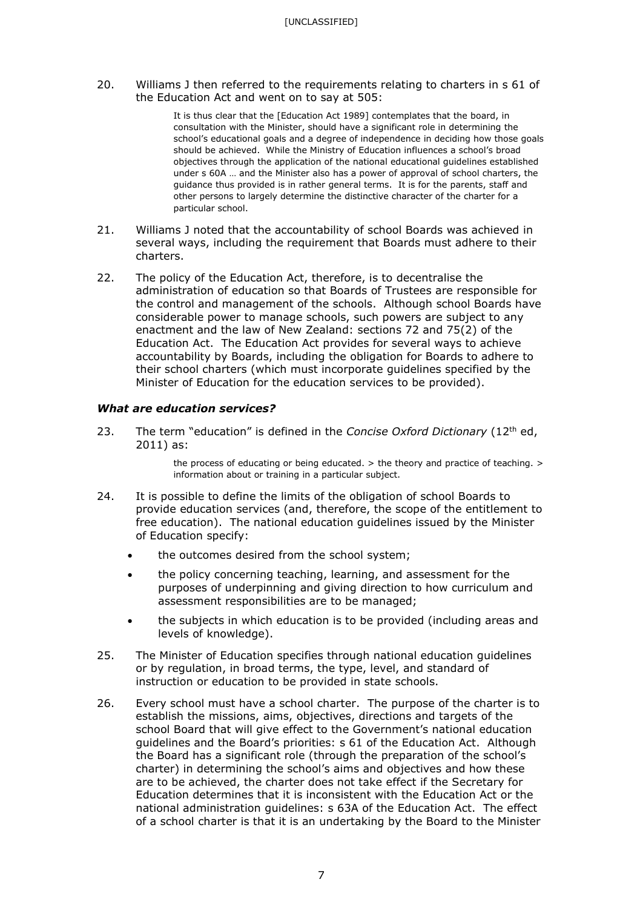20. Williams J then referred to the requirements relating to charters in s 61 of the Education Act and went on to say at 505:

> It is thus clear that the [Education Act 1989] contemplates that the board, in consultation with the Minister, should have a significant role in determining the school's educational goals and a degree of independence in deciding how those goals should be achieved. While the Ministry of Education influences a school's broad objectives through the application of the national educational guidelines established under s 60A … and the Minister also has a power of approval of school charters, the guidance thus provided is in rather general terms. It is for the parents, staff and other persons to largely determine the distinctive character of the charter for a particular school.

21. Williams J noted that the accountability of school Boards was achieved in several ways, including the requirement that Boards must adhere to their charters.

22. The policy of the Education Act, therefore, is to decentralise the administration of education so that Boards of Trustees are responsible for the control and management of the schools. Although school Boards have considerable power to manage schools, such powers are subject to any enactment and the law of New Zealand: sections 72 and 75(2) of the Education Act. The Education Act provides for several ways to achieve accountability by Boards, including the obligation for Boards to adhere to their school charters (which must incorporate guidelines specified by the Minister of Education for the education services to be provided).

### *What are education services?*

23. The term "education" is defined in the *Concise Oxford Dictionary* (12th ed, 2011) as:

> the process of educating or being educated. > the theory and practice of teaching. > information about or training in a particular subject.

24. It is possible to define the limits of the obligation of school Boards to provide education services (and, therefore, the scope of the entitlement to free education). The national education guidelines issued by the Minister of Education specify:

- the outcomes desired from the school system;
- the policy concerning teaching, learning, and assessment for the purposes of underpinning and giving direction to how curriculum and assessment responsibilities are to be managed;
- the subjects in which education is to be provided (including areas and levels of knowledge).

25. The Minister of Education specifies through national education guidelines or by regulation, in broad terms, the type, level, and standard of instruction or education to be provided in state schools.

26. Every school must have a school charter. The purpose of the charter is to establish the missions, aims, objectives, directions and targets of the school Board that will give effect to the Government's national education guidelines and the Board's priorities: s 61 of the Education Act. Although the Board has a significant role (through the preparation of the school's charter) in determining the school's aims and objectives and how these are to be achieved, the charter does not take effect if the Secretary for Education determines that it is inconsistent with the Education Act or the national administration guidelines: s 63A of the Education Act. The effect of a school charter is that it is an undertaking by the Board to the Minister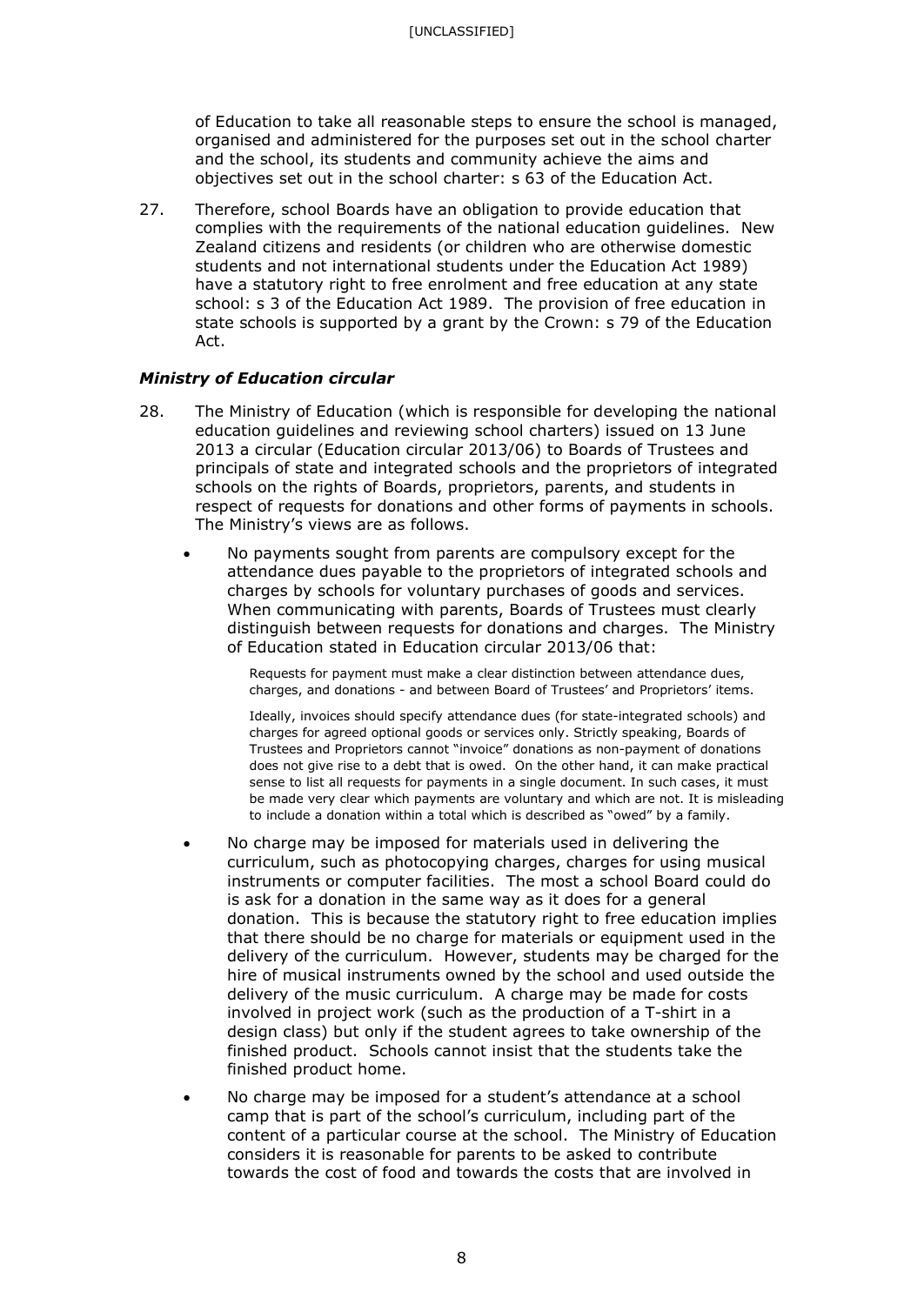of Education to take all reasonable steps to ensure the school is managed, organised and administered for the purposes set out in the school charter and the school, its students and community achieve the aims and objectives set out in the school charter: s 63 of the Education Act.

27. Therefore, school Boards have an obligation to provide education that complies with the requirements of the national education guidelines. New Zealand citizens and residents (or children who are otherwise domestic students and not international students under the Education Act 1989) have a statutory right to free enrolment and free education at any state school: s 3 of the Education Act 1989. The provision of free education in state schools is supported by a grant by the Crown: s 79 of the Education Act.

### *Ministry of Education circular*

28. The Ministry of Education (which is responsible for developing the national education guidelines and reviewing school charters) issued on 13 June 2013 a circular (Education circular 2013/06) to Boards of Trustees and principals of state and integrated schools and the proprietors of integrated schools on the rights of Boards, proprietors, parents, and students in respect of requests for donations and other forms of payments in schools. The Ministry's views are as follows.

- No payments sought from parents are compulsory except for the attendance dues payable to the proprietors of integrated schools and charges by schools for voluntary purchases of goods and services. When communicating with parents, Boards of Trustees must clearly distinguish between requests for donations and charges. The Ministry of Education stated in Education circular 2013/06 that:

  > Requests for payment must make a clear distinction between attendance dues, charges, and donations - and between Board of Trustees' and Proprietors' items.
  >
  > Ideally, invoices should specify attendance dues (for state-integrated schools) and charges for agreed optional goods or services only. Strictly speaking, Boards of Trustees and Proprietors cannot "invoice" donations as non-payment of donations does not give rise to a debt that is owed. On the other hand, it can make practical sense to list all requests for payments in a single document. In such cases, it must be made very clear which payments are voluntary and which are not. It is misleading to include a donation within a total which is described as "owed" by a family.

- No charge may be imposed for materials used in delivering the curriculum, such as photocopying charges, charges for using musical instruments or computer facilities. The most a school Board could do is ask for a donation in the same way as it does for a general donation. This is because the statutory right to free education implies that there should be no charge for materials or equipment used in the delivery of the curriculum. However, students may be charged for the hire of musical instruments owned by the school and used outside the delivery of the music curriculum. A charge may be made for costs involved in project work (such as the production of a T-shirt in a design class) but only if the student agrees to take ownership of the finished product. Schools cannot insist that the students take the finished product home.

- No charge may be imposed for a student's attendance at a school camp that is part of the school's curriculum, including part of the content of a particular course at the school. The Ministry of Education considers it is reasonable for parents to be asked to contribute towards the cost of food and towards the costs that are involved in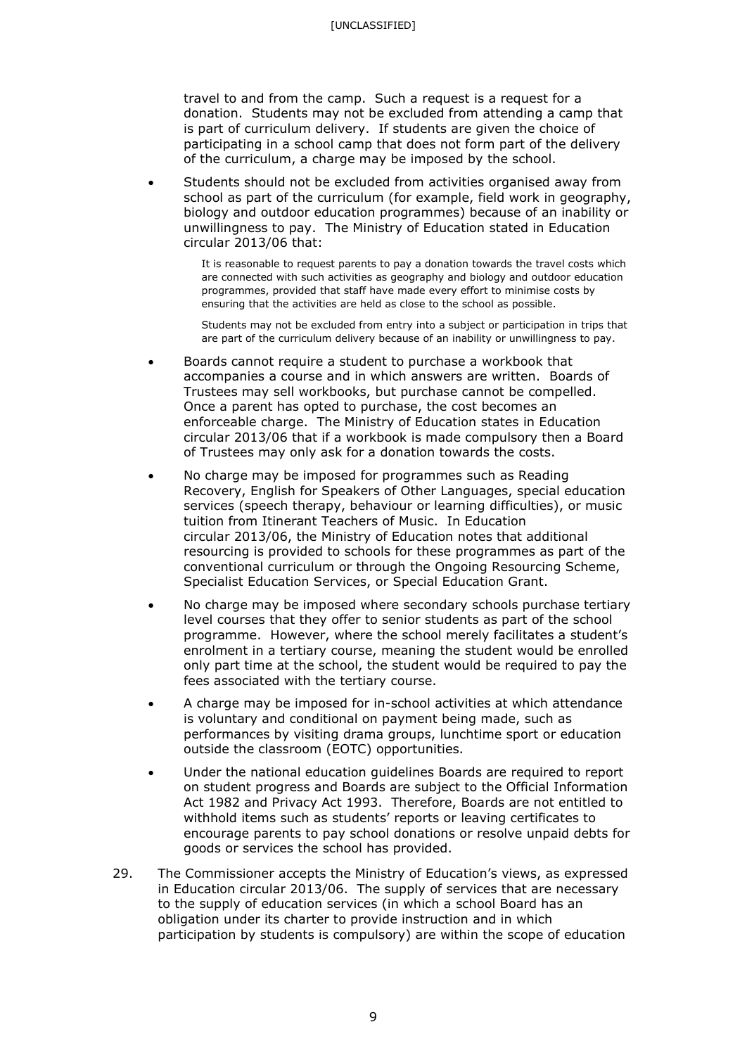travel to and from the camp. Such a request is a request for a donation. Students may not be excluded from attending a camp that is part of curriculum delivery. If students are given the choice of participating in a school camp that does not form part of the delivery of the curriculum, a charge may be imposed by the school.

- Students should not be excluded from activities organised away from school as part of the curriculum (for example, field work in geography, biology and outdoor education programmes) because of an inability or unwillingness to pay. The Ministry of Education stated in Education circular 2013/06 that:

  > It is reasonable to request parents to pay a donation towards the travel costs which are connected with such activities as geography and biology and outdoor education programmes, provided that staff have made every effort to minimise costs by ensuring that the activities are held as close to the school as possible.
  >
  > Students may not be excluded from entry into a subject or participation in trips that are part of the curriculum delivery because of an inability or unwillingness to pay.

- Boards cannot require a student to purchase a workbook that accompanies a course and in which answers are written. Boards of Trustees may sell workbooks, but purchase cannot be compelled. Once a parent has opted to purchase, the cost becomes an enforceable charge. The Ministry of Education states in Education circular 2013/06 that if a workbook is made compulsory then a Board of Trustees may only ask for a donation towards the costs.

- No charge may be imposed for programmes such as Reading Recovery, English for Speakers of Other Languages, special education services (speech therapy, behaviour or learning difficulties), or music tuition from Itinerant Teachers of Music. In Education circular 2013/06, the Ministry of Education notes that additional resourcing is provided to schools for these programmes as part of the conventional curriculum or through the Ongoing Resourcing Scheme, Specialist Education Services, or Special Education Grant.

- No charge may be imposed where secondary schools purchase tertiary level courses that they offer to senior students as part of the school programme. However, where the school merely facilitates a student's enrolment in a tertiary course, meaning the student would be enrolled only part time at the school, the student would be required to pay the fees associated with the tertiary course.

- A charge may be imposed for in-school activities at which attendance is voluntary and conditional on payment being made, such as performances by visiting drama groups, lunchtime sport or education outside the classroom (EOTC) opportunities.

- Under the national education guidelines Boards are required to report on student progress and Boards are subject to the Official Information Act 1982 and Privacy Act 1993. Therefore, Boards are not entitled to withhold items such as students' reports or leaving certificates to encourage parents to pay school donations or resolve unpaid debts for goods or services the school has provided.

29. The Commissioner accepts the Ministry of Education's views, as expressed in Education circular 2013/06. The supply of services that are necessary to the supply of education services (in which a school Board has an obligation under its charter to provide instruction and in which participation by students is compulsory) are within the scope of education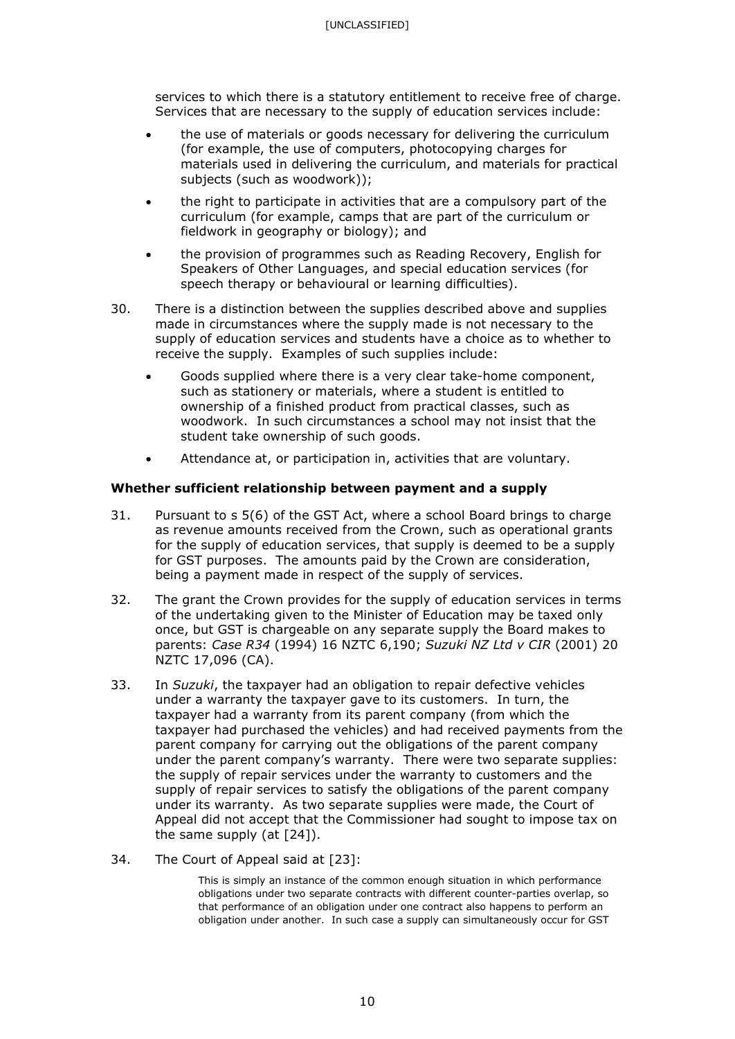services to which there is a statutory entitlement to receive free of charge. Services that are necessary to the supply of education services include:

- the use of materials or goods necessary for delivering the curriculum (for example, the use of computers, photocopying charges for materials used in delivering the curriculum, and materials for practical subjects (such as woodwork));
- the right to participate in activities that are a compulsory part of the curriculum (for example, camps that are part of the curriculum or fieldwork in geography or biology); and
- the provision of programmes such as Reading Recovery, English for Speakers of Other Languages, and special education services (for speech therapy or behavioural or learning difficulties).

30. There is a distinction between the supplies described above and supplies made in circumstances where the supply made is not necessary to the supply of education services and students have a choice as to whether to receive the supply. Examples of such supplies include:

- Goods supplied where there is a very clear take-home component, such as stationery or materials, where a student is entitled to ownership of a finished product from practical classes, such as woodwork. In such circumstances a school may not insist that the student take ownership of such goods.
- Attendance at, or participation in, activities that are voluntary.

### Whether sufficient relationship between payment and a supply

31. Pursuant to s 5(6) of the GST Act, where a school Board brings to charge as revenue amounts received from the Crown, such as operational grants for the supply of education services, that supply is deemed to be a supply for GST purposes. The amounts paid by the Crown are consideration, being a payment made in respect of the supply of services.

32. The grant the Crown provides for the supply of education services in terms of the undertaking given to the Minister of Education may be taxed only once, but GST is chargeable on any separate supply the Board makes to parents: *Case R34* (1994) 16 NZTC 6,190; *Suzuki NZ Ltd v CIR* (2001) 20 NZTC 17,096 (CA).

33. In *Suzuki*, the taxpayer had an obligation to repair defective vehicles under a warranty the taxpayer gave to its customers. In turn, the taxpayer had a warranty from its parent company (from which the taxpayer had purchased the vehicles) and had received payments from the parent company for carrying out the obligations of the parent company under the parent company's warranty. There were two separate supplies: the supply of repair services under the warranty to customers and the supply of repair services to satisfy the obligations of the parent company under its warranty. As two separate supplies were made, the Court of Appeal did not accept that the Commissioner had sought to impose tax on the same supply (at [24]).

34. The Court of Appeal said at [23]:

> This is simply an instance of the common enough situation in which performance obligations under two separate contracts with different counter-parties overlap, so that performance of an obligation under one contract also happens to perform an obligation under another. In such case a supply can simultaneously occur for GST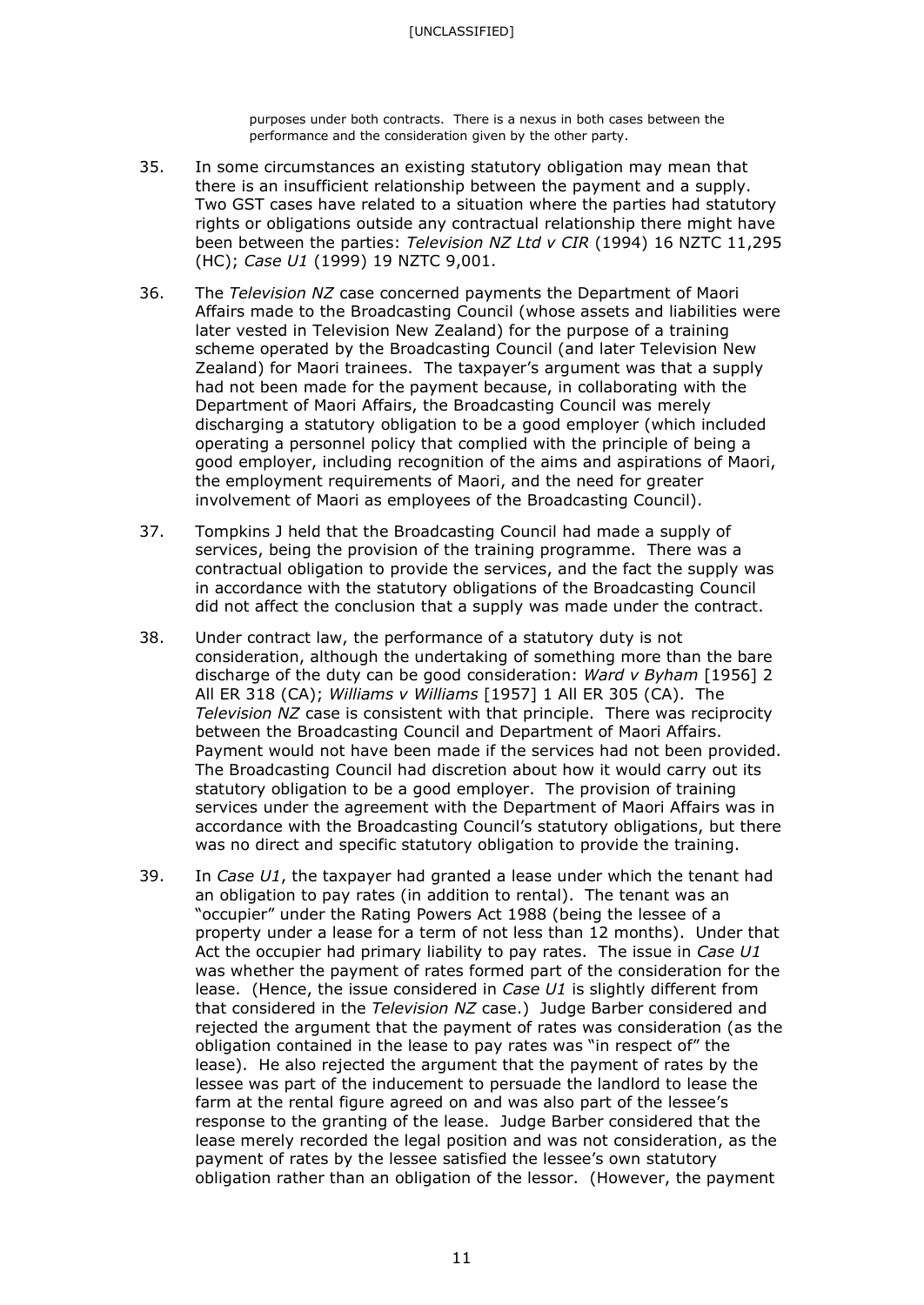purposes under both contracts. There is a nexus in both cases between the performance and the consideration given by the other party.

35. In some circumstances an existing statutory obligation may mean that there is an insufficient relationship between the payment and a supply. Two GST cases have related to a situation where the parties had statutory rights or obligations outside any contractual relationship there might have been between the parties: *Television NZ Ltd v CIR* (1994) 16 NZTC 11,295 (HC); *Case U1* (1999) 19 NZTC 9,001.

36. The *Television NZ* case concerned payments the Department of Maori Affairs made to the Broadcasting Council (whose assets and liabilities were later vested in Television New Zealand) for the purpose of a training scheme operated by the Broadcasting Council (and later Television New Zealand) for Maori trainees. The taxpayer's argument was that a supply had not been made for the payment because, in collaborating with the Department of Maori Affairs, the Broadcasting Council was merely discharging a statutory obligation to be a good employer (which included operating a personnel policy that complied with the principle of being a good employer, including recognition of the aims and aspirations of Maori, the employment requirements of Maori, and the need for greater involvement of Maori as employees of the Broadcasting Council).

37. Tompkins J held that the Broadcasting Council had made a supply of services, being the provision of the training programme. There was a contractual obligation to provide the services, and the fact the supply was in accordance with the statutory obligations of the Broadcasting Council did not affect the conclusion that a supply was made under the contract.

38. Under contract law, the performance of a statutory duty is not consideration, although the undertaking of something more than the bare discharge of the duty can be good consideration: *Ward v Byham* [1956] 2 All ER 318 (CA); *Williams v Williams* [1957] 1 All ER 305 (CA). The *Television NZ* case is consistent with that principle. There was reciprocity between the Broadcasting Council and Department of Maori Affairs. Payment would not have been made if the services had not been provided. The Broadcasting Council had discretion about how it would carry out its statutory obligation to be a good employer. The provision of training services under the agreement with the Department of Maori Affairs was in accordance with the Broadcasting Council's statutory obligations, but there was no direct and specific statutory obligation to provide the training.

39. In *Case U1*, the taxpayer had granted a lease under which the tenant had an obligation to pay rates (in addition to rental). The tenant was an "occupier" under the Rating Powers Act 1988 (being the lessee of a property under a lease for a term of not less than 12 months). Under that Act the occupier had primary liability to pay rates. The issue in *Case U1* was whether the payment of rates formed part of the consideration for the lease. (Hence, the issue considered in *Case U1* is slightly different from that considered in the *Television NZ* case.) Judge Barber considered and rejected the argument that the payment of rates was consideration (as the obligation contained in the lease to pay rates was "in respect of" the lease). He also rejected the argument that the payment of rates by the lessee was part of the inducement to persuade the landlord to lease the farm at the rental figure agreed on and was also part of the lessee's response to the granting of the lease. Judge Barber considered that the lease merely recorded the legal position and was not consideration, as the payment of rates by the lessee satisfied the lessee's own statutory obligation rather than an obligation of the lessor. (However, the payment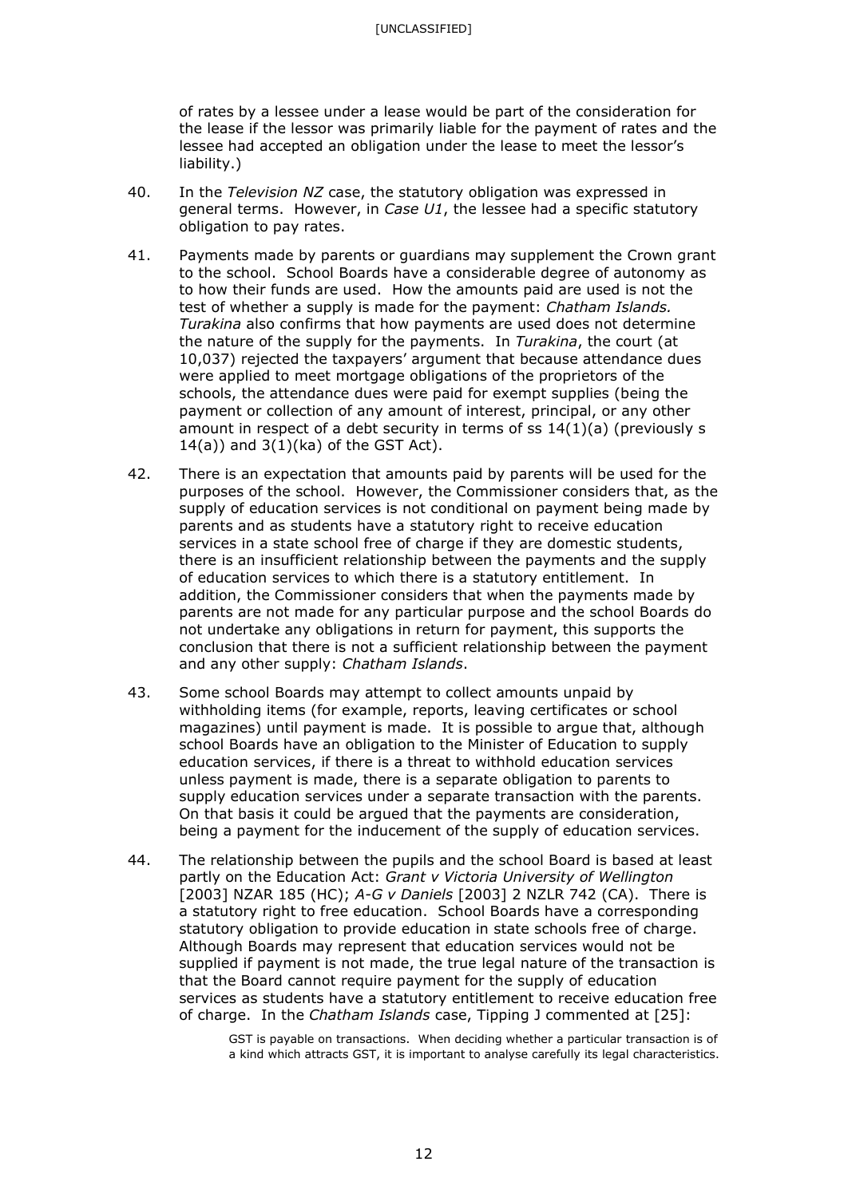of rates by a lessee under a lease would be part of the consideration for the lease if the lessor was primarily liable for the payment of rates and the lessee had accepted an obligation under the lease to meet the lessor's liability.)

40. In the *Television NZ* case, the statutory obligation was expressed in general terms. However, in *Case U1*, the lessee had a specific statutory obligation to pay rates.

41. Payments made by parents or guardians may supplement the Crown grant to the school. School Boards have a considerable degree of autonomy as to how their funds are used. How the amounts paid are used is not the test of whether a supply is made for the payment: *Chatham Islands. Turakina* also confirms that how payments are used does not determine the nature of the supply for the payments. In *Turakina*, the court (at 10,037) rejected the taxpayers' argument that because attendance dues were applied to meet mortgage obligations of the proprietors of the schools, the attendance dues were paid for exempt supplies (being the payment or collection of any amount of interest, principal, or any other amount in respect of a debt security in terms of ss 14(1)(a) (previously s 14(a)) and 3(1)(ka) of the GST Act).

42. There is an expectation that amounts paid by parents will be used for the purposes of the school. However, the Commissioner considers that, as the supply of education services is not conditional on payment being made by parents and as students have a statutory right to receive education services in a state school free of charge if they are domestic students, there is an insufficient relationship between the payments and the supply of education services to which there is a statutory entitlement. In addition, the Commissioner considers that when the payments made by parents are not made for any particular purpose and the school Boards do not undertake any obligations in return for payment, this supports the conclusion that there is not a sufficient relationship between the payment and any other supply: *Chatham Islands*.

43. Some school Boards may attempt to collect amounts unpaid by withholding items (for example, reports, leaving certificates or school magazines) until payment is made. It is possible to argue that, although school Boards have an obligation to the Minister of Education to supply education services, if there is a threat to withhold education services unless payment is made, there is a separate obligation to parents to supply education services under a separate transaction with the parents. On that basis it could be argued that the payments are consideration, being a payment for the inducement of the supply of education services.

44. The relationship between the pupils and the school Board is based at least partly on the Education Act: *Grant v Victoria University of Wellington* [2003] NZAR 185 (HC); *A-G v Daniels* [2003] 2 NZLR 742 (CA). There is a statutory right to free education. School Boards have a corresponding statutory obligation to provide education in state schools free of charge. Although Boards may represent that education services would not be supplied if payment is not made, the true legal nature of the transaction is that the Board cannot require payment for the supply of education services as students have a statutory entitlement to receive education free of charge. In the *Chatham Islands* case, Tipping J commented at [25]:

> GST is payable on transactions. When deciding whether a particular transaction is of a kind which attracts GST, it is important to analyse carefully its legal characteristics.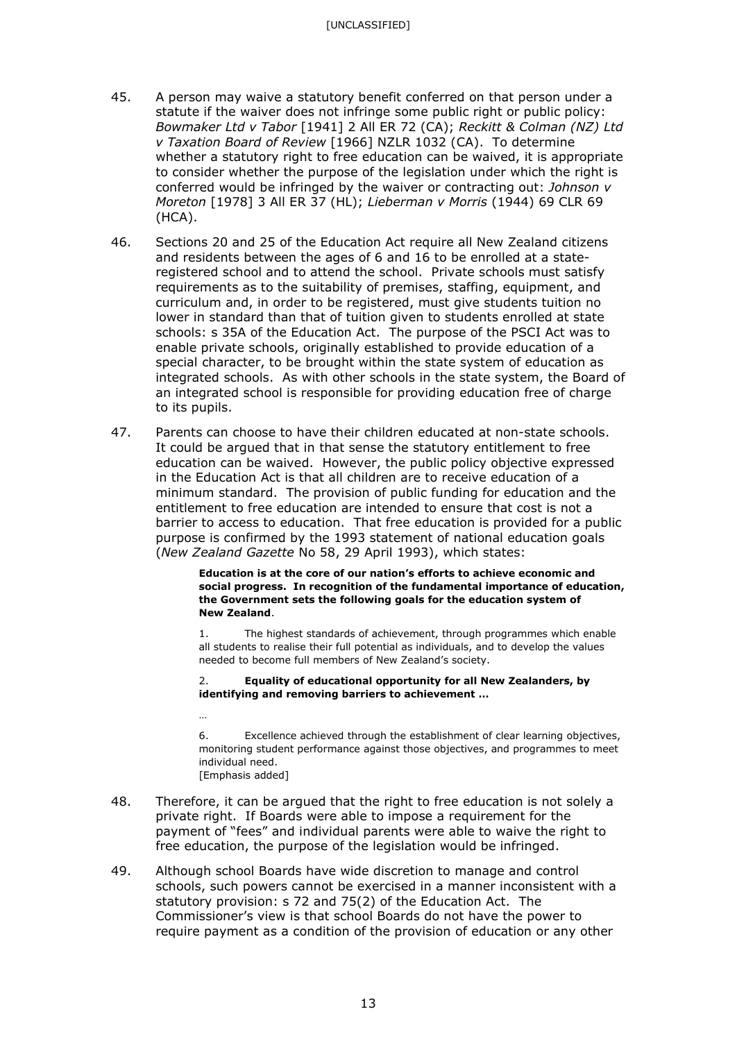45. A person may waive a statutory benefit conferred on that person under a statute if the waiver does not infringe some public right or public policy: *Bowmaker Ltd v Tabor* [1941] 2 All ER 72 (CA); *Reckitt & Colman (NZ) Ltd v Taxation Board of Review* [1966] NZLR 1032 (CA). To determine whether a statutory right to free education can be waived, it is appropriate to consider whether the purpose of the legislation under which the right is conferred would be infringed by the waiver or contracting out: *Johnson v Moreton* [1978] 3 All ER 37 (HL); *Lieberman v Morris* (1944) 69 CLR 69 (HCA).

46. Sections 20 and 25 of the Education Act require all New Zealand citizens and residents between the ages of 6 and 16 to be enrolled at a state-registered school and to attend the school. Private schools must satisfy requirements as to the suitability of premises, staffing, equipment, and curriculum and, in order to be registered, must give students tuition no lower in standard than that of tuition given to students enrolled at state schools: s 35A of the Education Act. The purpose of the PSCI Act was to enable private schools, originally established to provide education of a special character, to be brought within the state system of education as integrated schools. As with other schools in the state system, the Board of an integrated school is responsible for providing education free of charge to its pupils.

47. Parents can choose to have their children educated at non-state schools. It could be argued that in that sense the statutory entitlement to free education can be waived. However, the public policy objective expressed in the Education Act is that all children are to receive education of a minimum standard. The provision of public funding for education and the entitlement to free education are intended to ensure that cost is not a barrier to access to education. That free education is provided for a public purpose is confirmed by the 1993 statement of national education goals (*New Zealand Gazette* No 58, 29 April 1993), which states:

> **Education is at the core of our nation's efforts to achieve economic and social progress. In recognition of the fundamental importance of education, the Government sets the following goals for the education system of New Zealand**.
>
> 1. The highest standards of achievement, through programmes which enable all students to realise their full potential as individuals, and to develop the values needed to become full members of New Zealand's society.
>
> 2. **Equality of educational opportunity for all New Zealanders, by identifying and removing barriers to achievement …**
>
> …
>
> 6. Excellence achieved through the establishment of clear learning objectives, monitoring student performance against those objectives, and programmes to meet individual need.
>
> [Emphasis added]

48. Therefore, it can be argued that the right to free education is not solely a private right. If Boards were able to impose a requirement for the payment of "fees" and individual parents were able to waive the right to free education, the purpose of the legislation would be infringed.

49. Although school Boards have wide discretion to manage and control schools, such powers cannot be exercised in a manner inconsistent with a statutory provision: s 72 and 75(2) of the Education Act. The Commissioner's view is that school Boards do not have the power to require payment as a condition of the provision of education or any other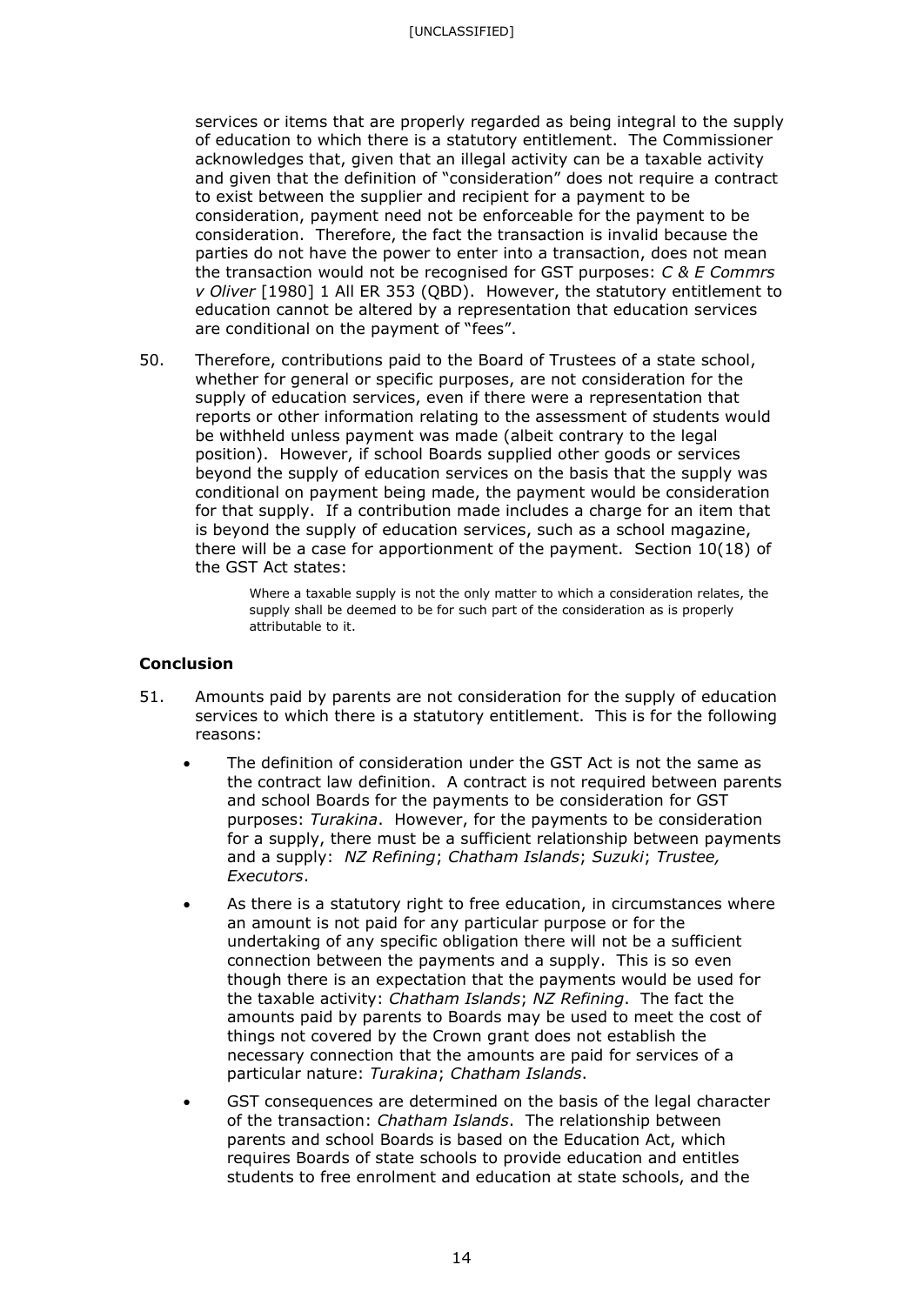services or items that are properly regarded as being integral to the supply of education to which there is a statutory entitlement. The Commissioner acknowledges that, given that an illegal activity can be a taxable activity and given that the definition of "consideration" does not require a contract to exist between the supplier and recipient for a payment to be consideration, payment need not be enforceable for the payment to be consideration. Therefore, the fact the transaction is invalid because the parties do not have the power to enter into a transaction, does not mean the transaction would not be recognised for GST purposes: *C & E Commrs v Oliver* [1980] 1 All ER 353 (QBD). However, the statutory entitlement to education cannot be altered by a representation that education services are conditional on the payment of "fees".

50. Therefore, contributions paid to the Board of Trustees of a state school, whether for general or specific purposes, are not consideration for the supply of education services, even if there were a representation that reports or other information relating to the assessment of students would be withheld unless payment was made (albeit contrary to the legal position). However, if school Boards supplied other goods or services beyond the supply of education services on the basis that the supply was conditional on payment being made, the payment would be consideration for that supply. If a contribution made includes a charge for an item that is beyond the supply of education services, such as a school magazine, there will be a case for apportionment of the payment. Section 10(18) of the GST Act states:

> Where a taxable supply is not the only matter to which a consideration relates, the supply shall be deemed to be for such part of the consideration as is properly attributable to it.

### Conclusion

51. Amounts paid by parents are not consideration for the supply of education services to which there is a statutory entitlement. This is for the following reasons:

- The definition of consideration under the GST Act is not the same as the contract law definition. A contract is not required between parents and school Boards for the payments to be consideration for GST purposes: *Turakina*. However, for the payments to be consideration for a supply, there must be a sufficient relationship between payments and a supply: *NZ Refining*; *Chatham Islands*; *Suzuki*; *Trustee, Executors*.
- As there is a statutory right to free education, in circumstances where an amount is not paid for any particular purpose or for the undertaking of any specific obligation there will not be a sufficient connection between the payments and a supply. This is so even though there is an expectation that the payments would be used for the taxable activity: *Chatham Islands*; *NZ Refining*. The fact the amounts paid by parents to Boards may be used to meet the cost of things not covered by the Crown grant does not establish the necessary connection that the amounts are paid for services of a particular nature: *Turakina*; *Chatham Islands*.
- GST consequences are determined on the basis of the legal character of the transaction: *Chatham Islands*. The relationship between parents and school Boards is based on the Education Act, which requires Boards of state schools to provide education and entitles students to free enrolment and education at state schools, and the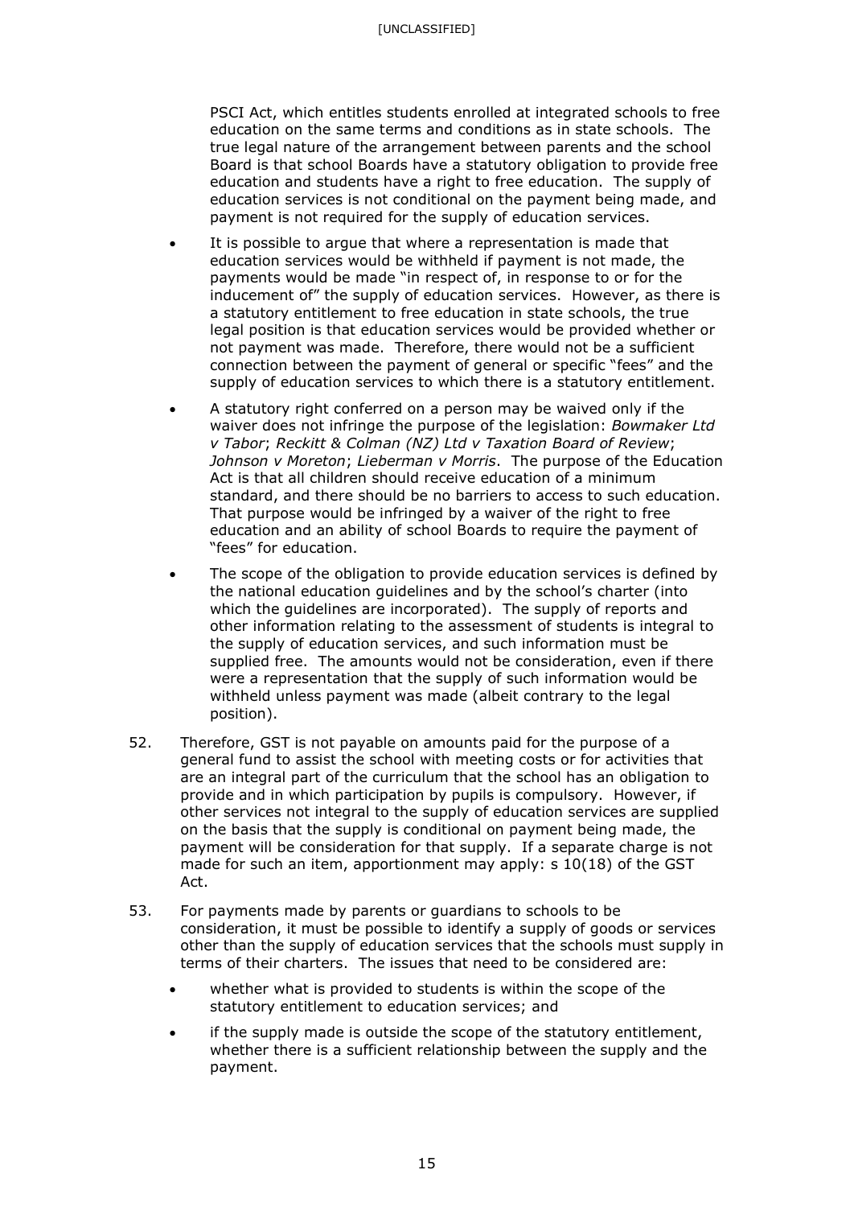PSCI Act, which entitles students enrolled at integrated schools to free education on the same terms and conditions as in state schools. The true legal nature of the arrangement between parents and the school Board is that school Boards have a statutory obligation to provide free education and students have a right to free education. The supply of education services is not conditional on the payment being made, and payment is not required for the supply of education services.

- It is possible to argue that where a representation is made that education services would be withheld if payment is not made, the payments would be made "in respect of, in response to or for the inducement of" the supply of education services. However, as there is a statutory entitlement to free education in state schools, the true legal position is that education services would be provided whether or not payment was made. Therefore, there would not be a sufficient connection between the payment of general or specific "fees" and the supply of education services to which there is a statutory entitlement.
- A statutory right conferred on a person may be waived only if the waiver does not infringe the purpose of the legislation: *Bowmaker Ltd v Tabor*; *Reckitt & Colman (NZ) Ltd v Taxation Board of Review*; *Johnson v Moreton*; *Lieberman v Morris*. The purpose of the Education Act is that all children should receive education of a minimum standard, and there should be no barriers to access to such education. That purpose would be infringed by a waiver of the right to free education and an ability of school Boards to require the payment of "fees" for education.
- The scope of the obligation to provide education services is defined by the national education guidelines and by the school's charter (into which the guidelines are incorporated). The supply of reports and other information relating to the assessment of students is integral to the supply of education services, and such information must be supplied free. The amounts would not be consideration, even if there were a representation that the supply of such information would be withheld unless payment was made (albeit contrary to the legal position).

52. Therefore, GST is not payable on amounts paid for the purpose of a general fund to assist the school with meeting costs or for activities that are an integral part of the curriculum that the school has an obligation to provide and in which participation by pupils is compulsory. However, if other services not integral to the supply of education services are supplied on the basis that the supply is conditional on payment being made, the payment will be consideration for that supply. If a separate charge is not made for such an item, apportionment may apply: s 10(18) of the GST Act.

53. For payments made by parents or guardians to schools to be consideration, it must be possible to identify a supply of goods or services other than the supply of education services that the schools must supply in terms of their charters. The issues that need to be considered are:

    - whether what is provided to students is within the scope of the statutory entitlement to education services; and
    - if the supply made is outside the scope of the statutory entitlement, whether there is a sufficient relationship between the supply and the payment.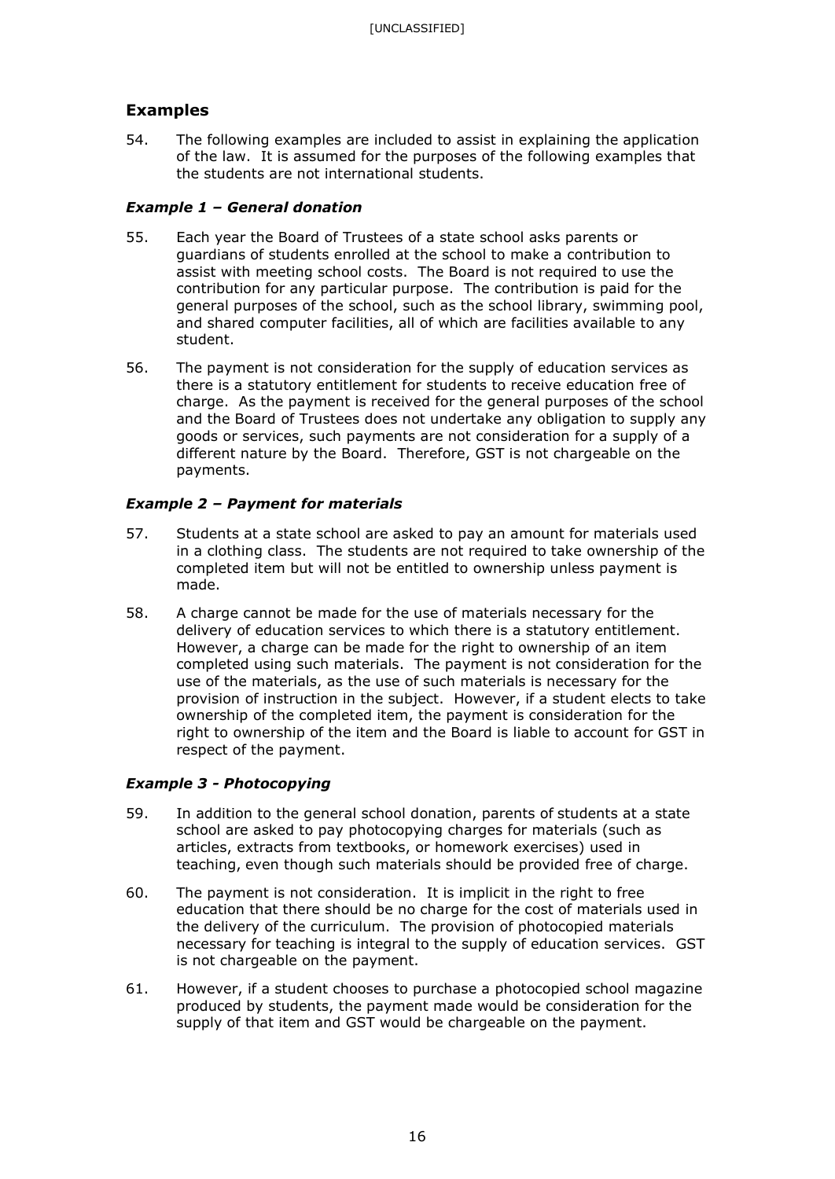## Examples

54. The following examples are included to assist in explaining the application of the law. It is assumed for the purposes of the following examples that the students are not international students.

### *Example 1 – General donation*

55. Each year the Board of Trustees of a state school asks parents or guardians of students enrolled at the school to make a contribution to assist with meeting school costs. The Board is not required to use the contribution for any particular purpose. The contribution is paid for the general purposes of the school, such as the school library, swimming pool, and shared computer facilities, all of which are facilities available to any student.

56. The payment is not consideration for the supply of education services as there is a statutory entitlement for students to receive education free of charge. As the payment is received for the general purposes of the school and the Board of Trustees does not undertake any obligation to supply any goods or services, such payments are not consideration for a supply of a different nature by the Board. Therefore, GST is not chargeable on the payments.

### *Example 2 – Payment for materials*

57. Students at a state school are asked to pay an amount for materials used in a clothing class. The students are not required to take ownership of the completed item but will not be entitled to ownership unless payment is made.

58. A charge cannot be made for the use of materials necessary for the delivery of education services to which there is a statutory entitlement. However, a charge can be made for the right to ownership of an item completed using such materials. The payment is not consideration for the use of the materials, as the use of such materials is necessary for the provision of instruction in the subject. However, if a student elects to take ownership of the completed item, the payment is consideration for the right to ownership of the item and the Board is liable to account for GST in respect of the payment.

### *Example 3 - Photocopying*

59. In addition to the general school donation, parents of students at a state school are asked to pay photocopying charges for materials (such as articles, extracts from textbooks, or homework exercises) used in teaching, even though such materials should be provided free of charge.

60. The payment is not consideration. It is implicit in the right to free education that there should be no charge for the cost of materials used in the delivery of the curriculum. The provision of photocopied materials necessary for teaching is integral to the supply of education services. GST is not chargeable on the payment.

61. However, if a student chooses to purchase a photocopied school magazine produced by students, the payment made would be consideration for the supply of that item and GST would be chargeable on the payment.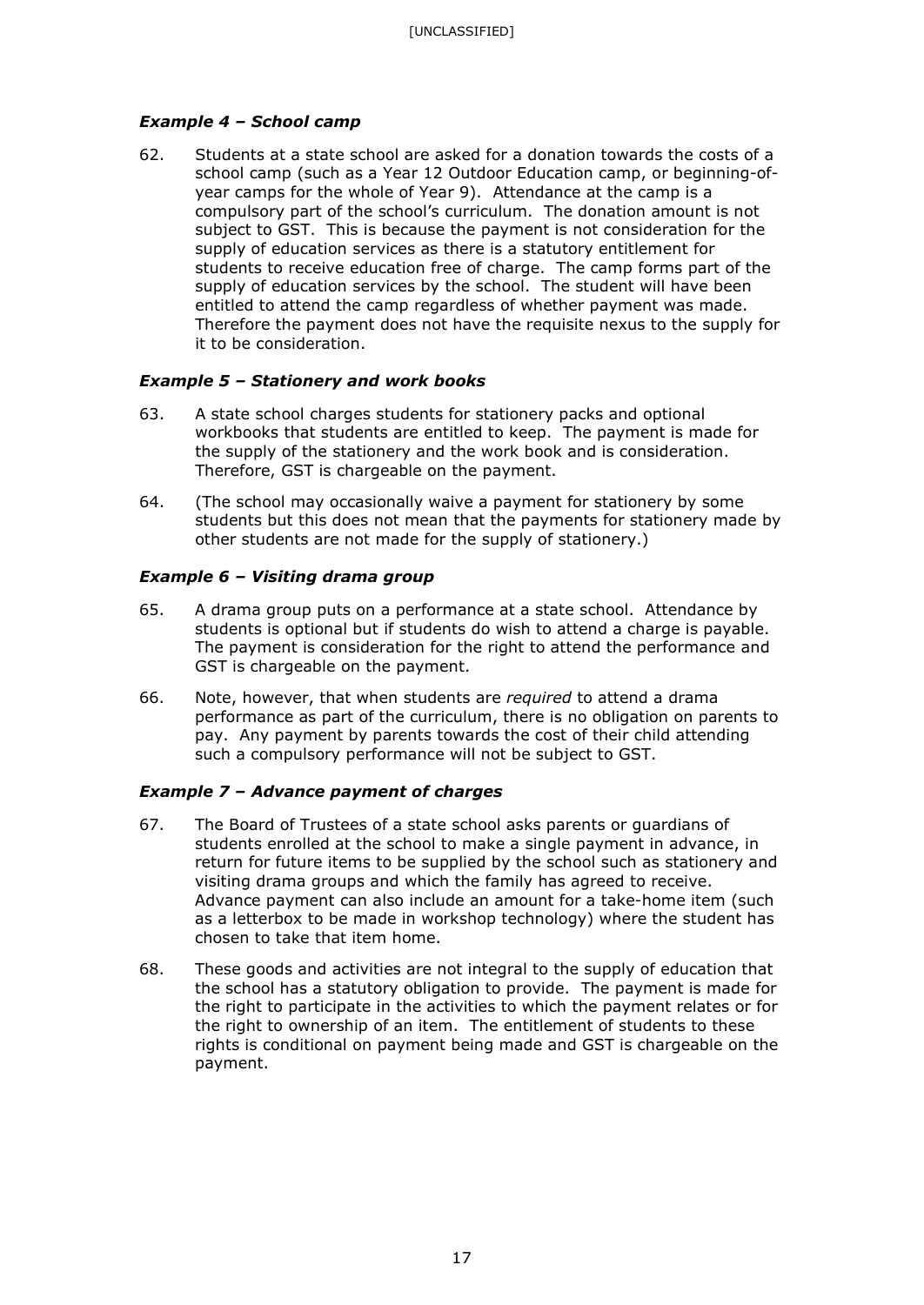### *Example 4 – School camp*

62. Students at a state school are asked for a donation towards the costs of a school camp (such as a Year 12 Outdoor Education camp, or beginning-of-year camps for the whole of Year 9). Attendance at the camp is a compulsory part of the school's curriculum. The donation amount is not subject to GST. This is because the payment is not consideration for the supply of education services as there is a statutory entitlement for students to receive education free of charge. The camp forms part of the supply of education services by the school. The student will have been entitled to attend the camp regardless of whether payment was made. Therefore the payment does not have the requisite nexus to the supply for it to be consideration.

### *Example 5 – Stationery and work books*

63. A state school charges students for stationery packs and optional workbooks that students are entitled to keep. The payment is made for the supply of the stationery and the work book and is consideration. Therefore, GST is chargeable on the payment.

64. (The school may occasionally waive a payment for stationery by some students but this does not mean that the payments for stationery made by other students are not made for the supply of stationery.)

### *Example 6 – Visiting drama group*

65. A drama group puts on a performance at a state school. Attendance by students is optional but if students do wish to attend a charge is payable. The payment is consideration for the right to attend the performance and GST is chargeable on the payment.

66. Note, however, that when students are *required* to attend a drama performance as part of the curriculum, there is no obligation on parents to pay. Any payment by parents towards the cost of their child attending such a compulsory performance will not be subject to GST.

### *Example 7 – Advance payment of charges*

67. The Board of Trustees of a state school asks parents or guardians of students enrolled at the school to make a single payment in advance, in return for future items to be supplied by the school such as stationery and visiting drama groups and which the family has agreed to receive. Advance payment can also include an amount for a take-home item (such as a letterbox to be made in workshop technology) where the student has chosen to take that item home.

68. These goods and activities are not integral to the supply of education that the school has a statutory obligation to provide. The payment is made for the right to participate in the activities to which the payment relates or for the right to ownership of an item. The entitlement of students to these rights is conditional on payment being made and GST is chargeable on the payment.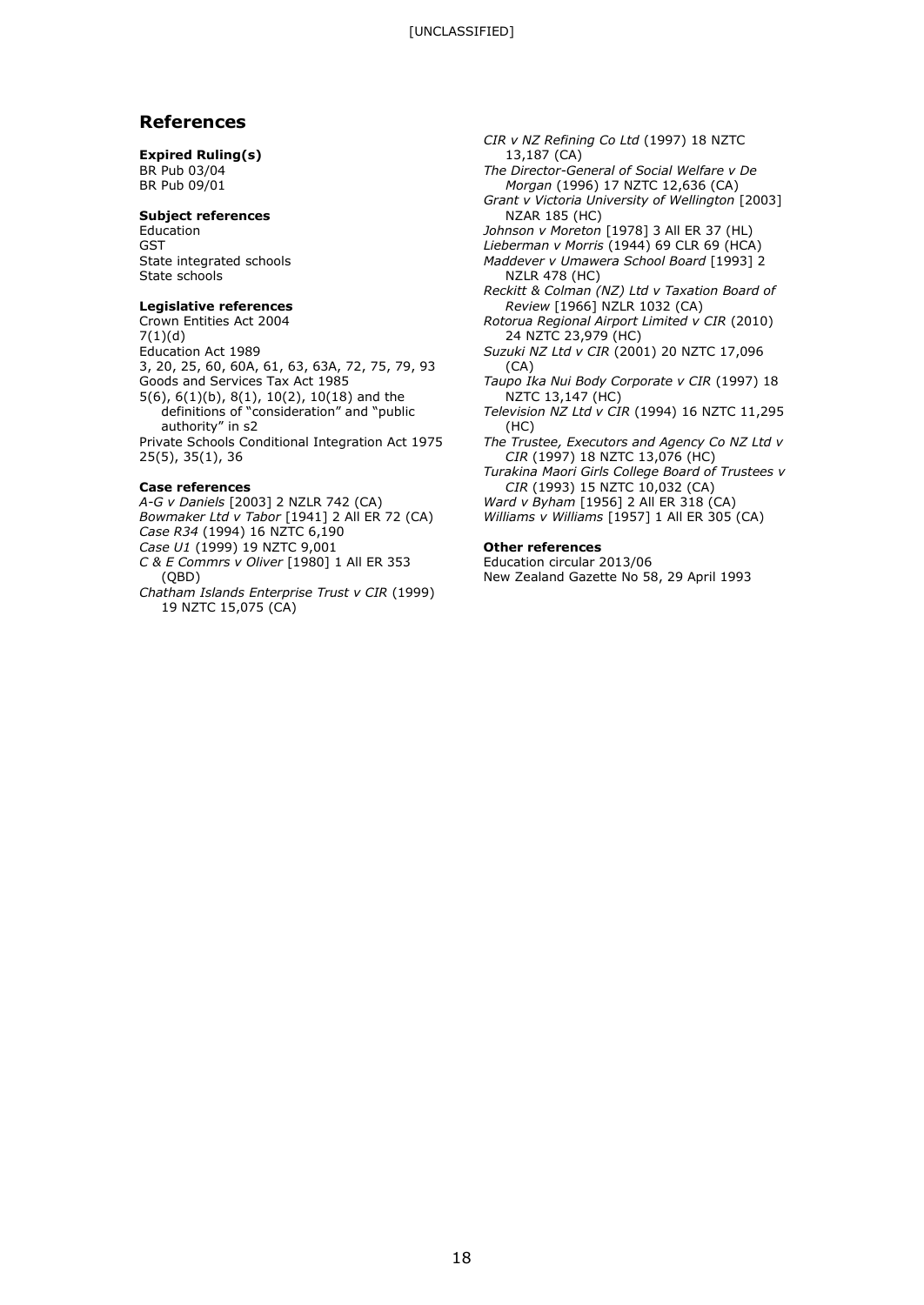## References

**Expired Ruling(s)**
BR Pub 03/04
BR Pub 09/01

**Subject references**
Education
GST
State integrated schools
State schools

**Legislative references**
Crown Entities Act 2004
7(1)(d)
Education Act 1989
3, 20, 25, 60, 60A, 61, 63, 63A, 72, 75, 79, 93
Goods and Services Tax Act 1985
5(6), 6(1)(b), 8(1), 10(2), 10(18) and the definitions of "consideration" and "public authority" in s2
Private Schools Conditional Integration Act 1975
25(5), 35(1), 36

**Case references**
*A-G v Daniels* [2003] 2 NZLR 742 (CA)
*Bowmaker Ltd v Tabor* [1941] 2 All ER 72 (CA)
*Case R34* (1994) 16 NZTC 6,190
*Case U1* (1999) 19 NZTC 9,001
*C & E Commrs v Oliver* [1980] 1 All ER 353 (QBD)
*Chatham Islands Enterprise Trust v CIR* (1999) 19 NZTC 15,075 (CA)
*CIR v NZ Refining Co Ltd* (1997) 18 NZTC 13,187 (CA)
*The Director-General of Social Welfare v De Morgan* (1996) 17 NZTC 12,636 (CA)
*Grant v Victoria University of Wellington* [2003] NZAR 185 (HC)
*Johnson v Moreton* [1978] 3 All ER 37 (HL)
*Lieberman v Morris* (1944) 69 CLR 69 (HCA)
*Maddever v Umawera School Board* [1993] 2 NZLR 478 (HC)
*Reckitt & Colman (NZ) Ltd v Taxation Board of Review* [1966] NZLR 1032 (CA)
*Rotorua Regional Airport Limited v CIR* (2010) 24 NZTC 23,979 (HC)
*Suzuki NZ Ltd v CIR* (2001) 20 NZTC 17,096 (CA)
*Taupo Ika Nui Body Corporate v CIR* (1997) 18 NZTC 13,147 (HC)
*Television NZ Ltd v CIR* (1994) 16 NZTC 11,295 (HC)
*The Trustee, Executors and Agency Co NZ Ltd v CIR* (1997) 18 NZTC 13,076 (HC)
*Turakina Maori Girls College Board of Trustees v CIR* (1993) 15 NZTC 10,032 (CA)
*Ward v Byham* [1956] 2 All ER 318 (CA)
*Williams v Williams* [1957] 1 All ER 305 (CA)

**Other references**
Education circular 2013/06
New Zealand Gazette No 58, 29 April 1993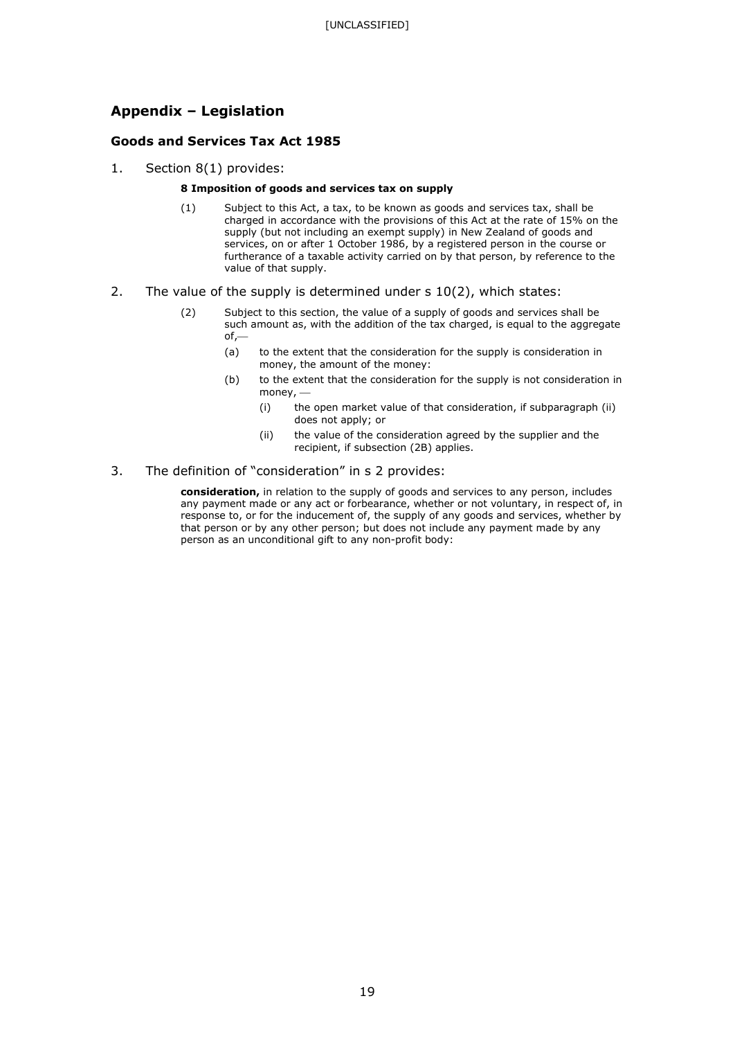## Appendix – Legislation

### Goods and Services Tax Act 1985

1. Section 8(1) provides:

   **8 Imposition of goods and services tax on supply**

   (1) Subject to this Act, a tax, to be known as goods and services tax, shall be charged in accordance with the provisions of this Act at the rate of 15% on the supply (but not including an exempt supply) in New Zealand of goods and services, on or after 1 October 1986, by a registered person in the course or furtherance of a taxable activity carried on by that person, by reference to the value of that supply.

2. The value of the supply is determined under s 10(2), which states:

   (2) Subject to this section, the value of a supply of goods and services shall be such amount as, with the addition of the tax charged, is equal to the aggregate of,—

   (a) to the extent that the consideration for the supply is consideration in money, the amount of the money:

   (b) to the extent that the consideration for the supply is not consideration in money, —

   (i) the open market value of that consideration, if subparagraph (ii) does not apply; or

   (ii) the value of the consideration agreed by the supplier and the recipient, if subsection (2B) applies.

3. The definition of "consideration" in s 2 provides:

   **consideration,** in relation to the supply of goods and services to any person, includes any payment made or any act or forbearance, whether or not voluntary, in respect of, in response to, or for the inducement of, the supply of any goods and services, whether by that person or by any other person; but does not include any payment made by any person as an unconditional gift to any non-profit body: